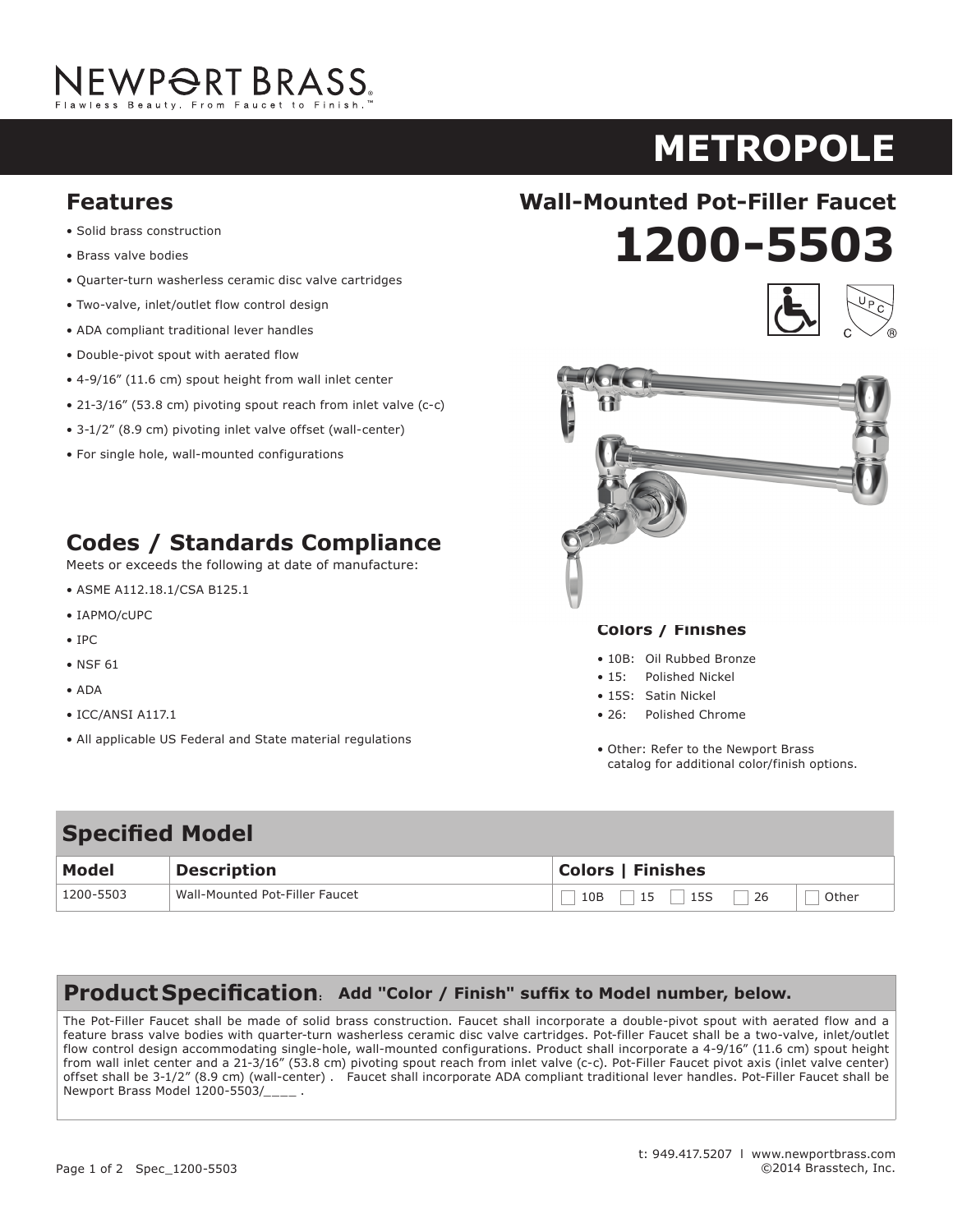NEWPORT BRASS®
Flawless Beauty. From Faucet to Finish.™

# METROPOLE

## Wall-Mounted Pot-Filler Faucet

# 1200-5503

## Features

- Solid brass construction
- Brass valve bodies
- Quarter-turn washerless ceramic disc valve cartridges
- Two-valve, inlet/outlet flow control design
- ADA compliant traditional lever handles
- Double-pivot spout with aerated flow
- 4-9/16" (11.6 cm) spout height from wall inlet center
- 21-3/16" (53.8 cm) pivoting spout reach from inlet valve (c-c)
- 3-1/2" (8.9 cm) pivoting inlet valve offset (wall-center)
- For single hole, wall-mounted configurations

## Codes / Standards Compliance

Meets or exceeds the following at date of manufacture:

- ASME A112.18.1/CSA B125.1
- IAPMO/cUPC
- IPC
- NSF 61
- ADA
- ICC/ANSI A117.1
- All applicable US Federal and State material regulations

### Colors / Finishes

- 10B: Oil Rubbed Bronze
- 15: Polished Nickel
- 15S: Satin Nickel
- 26: Polished Chrome

- Other: Refer to the Newport Brass catalog for additional color/finish options.

## Specified Model

| Model | Description | Colors \| Finishes | |
|---|---|---|---|
| 1200-5503 | Wall-Mounted Pot-Filler Faucet | ☐ 10B ☐ 15 ☐ 15S ☐ 26 | ☐ Other |

## Product Specification: Add "Color / Finish" suffix to Model number, below.

The Pot-Filler Faucet shall be made of solid brass construction. Faucet shall incorporate a double-pivot spout with aerated flow and a feature brass valve bodies with quarter-turn washerless ceramic disc valve cartridges. Pot-filler Faucet shall be a two-valve, inlet/outlet flow control design accommodating single-hole, wall-mounted configurations. Product shall incorporate a 4-9/16" (11.6 cm) spout height from wall inlet center and a 21-3/16" (53.8 cm) pivoting spout reach from inlet valve (c-c). Pot-Filler Faucet pivot axis (inlet valve center) offset shall be 3-1/2" (8.9 cm) (wall-center) . Faucet shall incorporate ADA compliant traditional lever handles. Pot-Filler Faucet shall be Newport Brass Model 1200-5503/____ .

t: 949.417.5207 l www.newportbrass.com
©2014 Brasstech, Inc.

Spec_1200-5503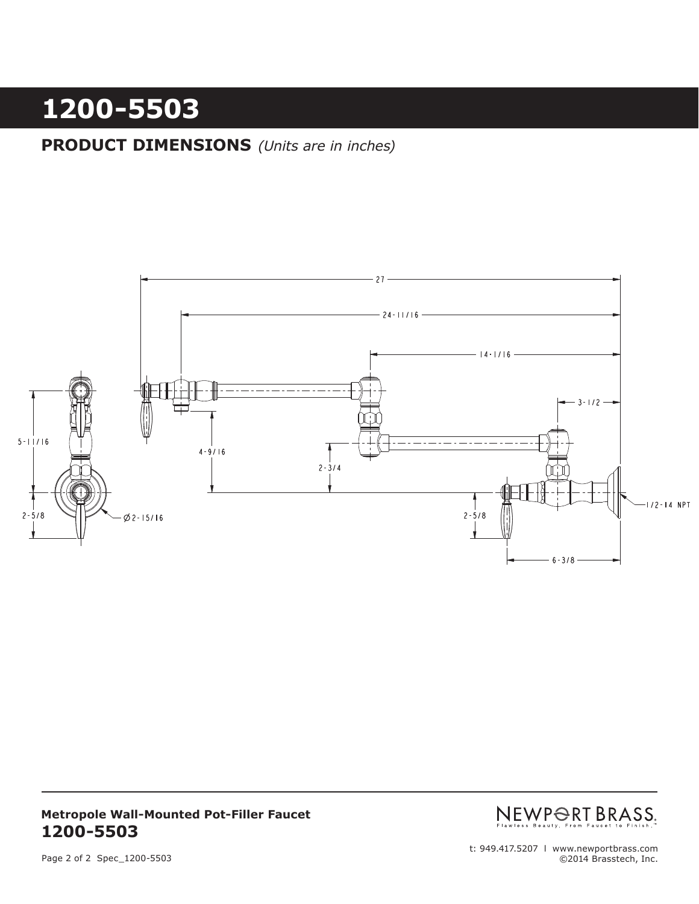# 1200-5503

## PRODUCT DIMENSIONS *(Units are in inches)*

27

24-11/16

14-1/16

3-1/2

5-11/16

4-9/16

2-3/4

2-5/8

Ø2-15/16

2-5/8

1/2-14 NPT

6-3/8

**Metropole Wall-Mounted Pot-Filler Faucet**
**1200-5503**

Page 2 of 2 Spec_1200-5503

NEWPORT BRASS.
Flawless Beauty. From Faucet to Finish.™

t: 949.417.5207 l www.newportbrass.com
©2014 Brasstech, Inc.